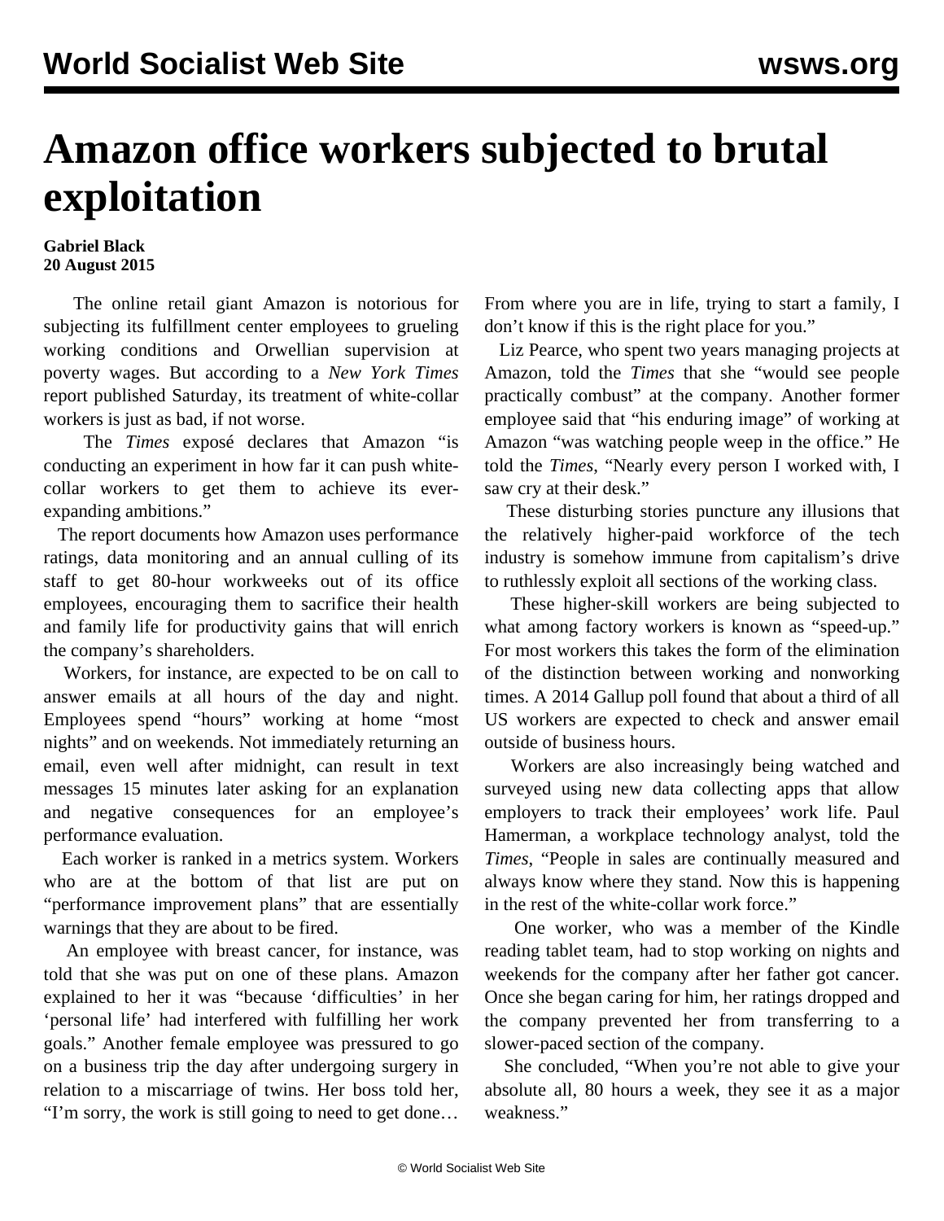# Amazon office workers subjected to brutal exploitation

**Gabriel Black**
**20 August 2015**

The online retail giant Amazon is notorious for subjecting its fulfillment center employees to grueling working conditions and Orwellian supervision at poverty wages. But according to a *New York Times* report published Saturday, its treatment of white-collar workers is just as bad, if not worse.

The *Times* exposé declares that Amazon "is conducting an experiment in how far it can push white-collar workers to get them to achieve its ever-expanding ambitions."

The report documents how Amazon uses performance ratings, data monitoring and an annual culling of its staff to get 80-hour workweeks out of its office employees, encouraging them to sacrifice their health and family life for productivity gains that will enrich the company's shareholders.

Workers, for instance, are expected to be on call to answer emails at all hours of the day and night. Employees spend "hours" working at home "most nights" and on weekends. Not immediately returning an email, even well after midnight, can result in text messages 15 minutes later asking for an explanation and negative consequences for an employee's performance evaluation.

Each worker is ranked in a metrics system. Workers who are at the bottom of that list are put on "performance improvement plans" that are essentially warnings that they are about to be fired.

An employee with breast cancer, for instance, was told that she was put on one of these plans. Amazon explained to her it was "because 'difficulties' in her 'personal life' had interfered with fulfilling her work goals." Another female employee was pressured to go on a business trip the day after undergoing surgery in relation to a miscarriage of twins. Her boss told her, "I'm sorry, the work is still going to need to get done… From where you are in life, trying to start a family, I don't know if this is the right place for you."

Liz Pearce, who spent two years managing projects at Amazon, told the *Times* that she "would see people practically combust" at the company. Another former employee said that "his enduring image" of working at Amazon "was watching people weep in the office." He told the *Times*, "Nearly every person I worked with, I saw cry at their desk."

These disturbing stories puncture any illusions that the relatively higher-paid workforce of the tech industry is somehow immune from capitalism's drive to ruthlessly exploit all sections of the working class.

These higher-skill workers are being subjected to what among factory workers is known as "speed-up." For most workers this takes the form of the elimination of the distinction between working and nonworking times. A 2014 Gallup poll found that about a third of all US workers are expected to check and answer email outside of business hours.

Workers are also increasingly being watched and surveyed using new data collecting apps that allow employers to track their employees' work life. Paul Hamerman, a workplace technology analyst, told the *Times*, "People in sales are continually measured and always know where they stand. Now this is happening in the rest of the white-collar work force."

One worker, who was a member of the Kindle reading tablet team, had to stop working on nights and weekends for the company after her father got cancer. Once she began caring for him, her ratings dropped and the company prevented her from transferring to a slower-paced section of the company.

She concluded, "When you're not able to give your absolute all, 80 hours a week, they see it as a major weakness."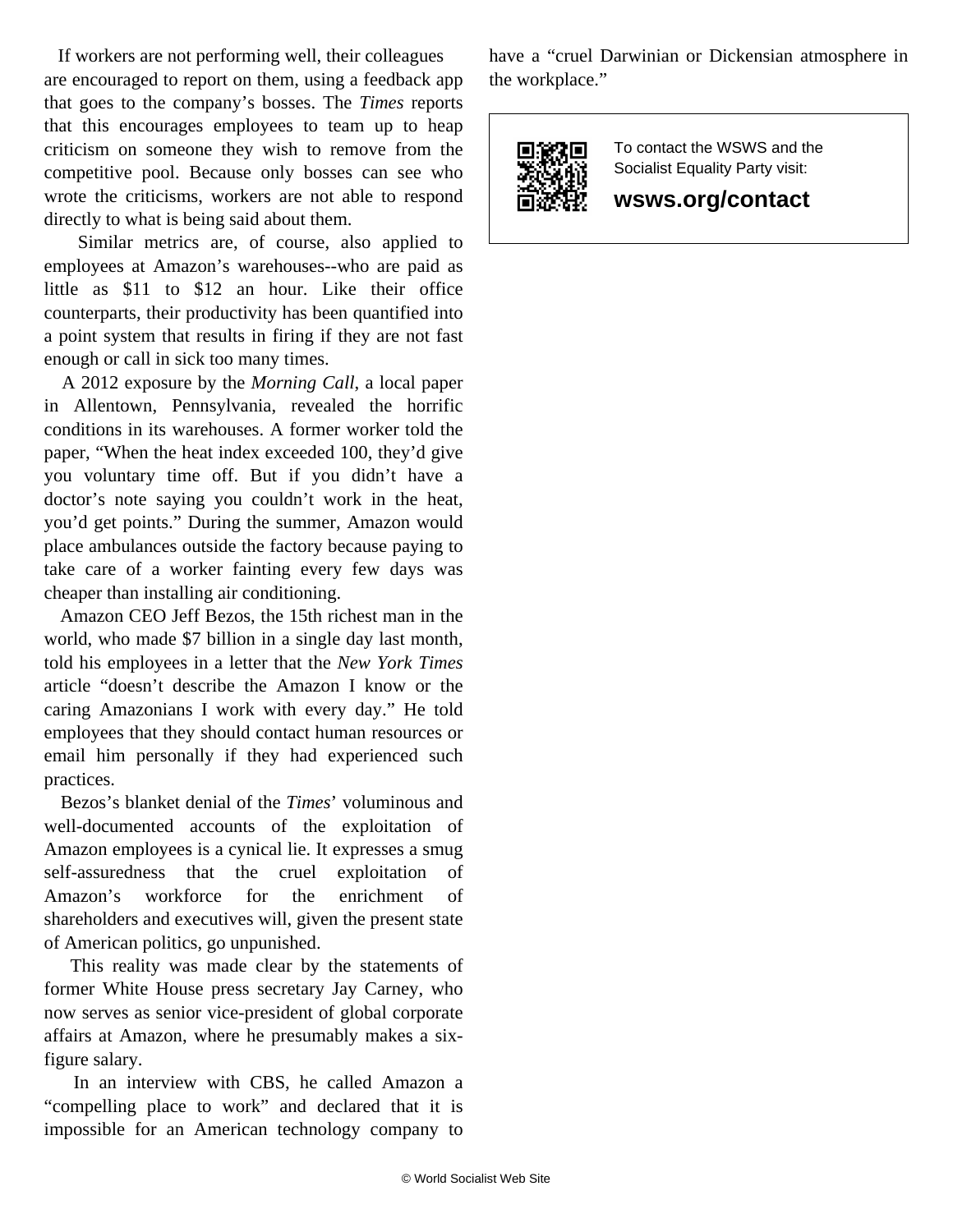If workers are not performing well, their colleagues are encouraged to report on them, using a feedback app that goes to the company's bosses. The *Times* reports that this encourages employees to team up to heap criticism on someone they wish to remove from the competitive pool. Because only bosses can see who wrote the criticisms, workers are not able to respond directly to what is being said about them.

Similar metrics are, of course, also applied to employees at Amazon's warehouses--who are paid as little as $11 to $12 an hour. Like their office counterparts, their productivity has been quantified into a point system that results in firing if they are not fast enough or call in sick too many times.

A 2012 exposure by the *Morning Call*, a local paper in Allentown, Pennsylvania, revealed the horrific conditions in its warehouses. A former worker told the paper, "When the heat index exceeded 100, they'd give you voluntary time off. But if you didn't have a doctor's note saying you couldn't work in the heat, you'd get points." During the summer, Amazon would place ambulances outside the factory because paying to take care of a worker fainting every few days was cheaper than installing air conditioning.

Amazon CEO Jeff Bezos, the 15th richest man in the world, who made $7 billion in a single day last month, told his employees in a letter that the *New York Times* article "doesn't describe the Amazon I know or the caring Amazonians I work with every day." He told employees that they should contact human resources or email him personally if they had experienced such practices.

Bezos's blanket denial of the *Times*' voluminous and well-documented accounts of the exploitation of Amazon employees is a cynical lie. It expresses a smug self-assuredness that the cruel exploitation of Amazon's workforce for the enrichment of shareholders and executives will, given the present state of American politics, go unpunished.

This reality was made clear by the statements of former White House press secretary Jay Carney, who now serves as senior vice-president of global corporate affairs at Amazon, where he presumably makes a six-figure salary.

In an interview with CBS, he called Amazon a "compelling place to work" and declared that it is impossible for an American technology company to have a "cruel Darwinian or Dickensian atmosphere in the workplace."

To contact the WSWS and the Socialist Equality Party visit:

**wsws.org/contact**